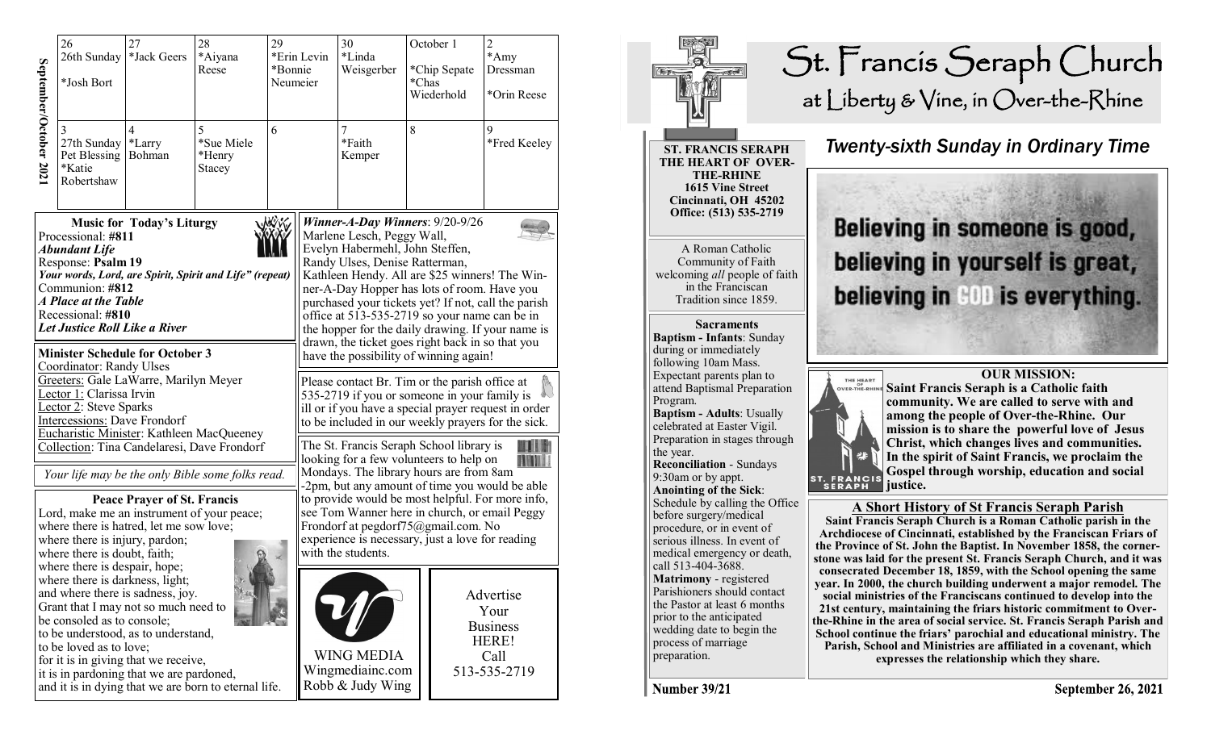**September/October 2021**

| 26 | 27 | 28 | 29 | 30 | October 1 | 2 |
|---|---|---|---|---|---|---|
| 26th Sunday *Josh Bort | *Jack Geers | *Aiyana Reese | *Erin Levin *Bonnie Neumeier | *Linda Weisgerber | *Chip Sepate *Chas Wiederhold | *Amy Dressman *Orin Reese |
| 3 | 4 | 5 | 6 | 7 | 8 | 9 |
| 27th Sunday Pet Blessing *Katie Robertshaw | *Larry Bohman | *Sue Miele *Henry Stacey | | *Faith Kemper | | *Fred Keeley |

## Music for Today's Liturgy

Processional: **#811**
***Abundant Life***
Response: **Psalm 19**
***Your words, Lord, are Spirit, Spirit and Life" (repeat)***
Communion: **#812**
***A Place at the Table***
Recessional: **#810**
***Let Justice Roll Like a River***

## Minister Schedule for October 3

Coordinator: Randy Ulses
Greeters: Gale LaWarre, Marilyn Meyer
Lector 1: Clarissa Irvin
Lector 2: Steve Sparks
Intercessions: Dave Frondorf
Eucharistic Minister: Kathleen MacQueeney
Collection: Tina Candelaresi, Dave Frondorf

*Your life may be the only Bible some folks read.*

## Peace Prayer of St. Francis

Lord, make me an instrument of your peace;
where there is hatred, let me sow love;
where there is injury, pardon;
where there is doubt, faith;
where there is despair, hope;
where there is darkness, light;
and where there is sadness, joy.
Grant that I may not so much need to
be consoled as to console;
to be understood, as to understand,
to be loved as to love;
for it is in giving that we receive,
it is in pardoning that we are pardoned,
and it is in dying that we are born to eternal life.

***Winner-A-Day Winners***: 9/20-9/26
Marlene Lesch, Peggy Wall, Evelyn Habermehl, John Steffen, Randy Ulses, Denise Ratterman, Kathleen Hendy. All are $25 winners! The Winner-A-Day Hopper has lots of room. Have you purchased your tickets yet? If not, call the parish office at 513-535-2719 so your name can be in the hopper for the daily drawing. If your name is drawn, the ticket goes right back in so that you have the possibility of winning again!

Please contact Br. Tim or the parish office at 535-2719 if you or someone in your family is ill or if you have a special prayer request in order to be included in our weekly prayers for the sick.

The St. Francis Seraph School library is looking for a few volunteers to help on Mondays. The library hours are from 8am -2pm, but any amount of time you would be able to provide would be most helpful. For more info, see Tom Wanner here in church, or email Peggy Frondorf at pegdorf75@gmail.com. No experience is necessary, just a love for reading with the students.

WING MEDIA
Wingmediainc.com
Robb & Judy Wing

Advertise Your Business HERE!
Call 513-535-2719

# St. Francis Seraph Church

## at Liberty & Vine, in Over-the-Rhine

**ST. FRANCIS SERAPH THE HEART OF OVER-THE-RHINE**
**1615 Vine Street**
**Cincinnati, OH 45202**
**Office: (513) 535-2719**

A Roman Catholic Community of Faith welcoming *all* people of faith in the Franciscan Tradition since 1859.

### Sacraments

**Baptism - Infants**: Sunday during or immediately following 10am Mass. Expectant parents plan to attend Baptismal Preparation Program.
**Baptism - Adults**: Usually celebrated at Easter Vigil. Preparation in stages through the year.
**Reconciliation** - Sundays 9:30am or by appt.
**Anointing of the Sick**: Schedule by calling the Office before surgery/medical procedure, or in event of serious illness. In event of medical emergency or death, call 513-404-3688.
**Matrimony** - registered Parishioners should contact the Pastor at least 6 months prior to the anticipated wedding date to begin the process of marriage preparation.

## *Twenty-sixth Sunday in Ordinary Time*

Believing in someone is good, believing in yourself is great, believing in GOD is everything.

### OUR MISSION:

**Saint Francis Seraph is a Catholic faith community. We are called to serve with and among the people of Over-the-Rhine. Our mission is to share the powerful love of Jesus Christ, which changes lives and communities. In the spirit of Saint Francis, we proclaim the Gospel through worship, education and social justice.**

### A Short History of St Francis Seraph Parish

**Saint Francis Seraph Church is a Roman Catholic parish in the Archdiocese of Cincinnati, established by the Franciscan Friars of the Province of St. John the Baptist. In November 1858, the cornerstone was laid for the present St. Francis Seraph Church, and it was consecrated December 18, 1859, with the School opening the same year. In 2000, the church building underwent a major remodel. The social ministries of the Franciscans continued to develop into the 21st century, maintaining the friars historic commitment to Over-the-Rhine in the area of social service. St. Francis Seraph Parish and School continue the friars' parochial and educational ministry. The Parish, School and Ministries are affiliated in a covenant, which expresses the relationship which they share.**

Number 39/21 — September 26, 2021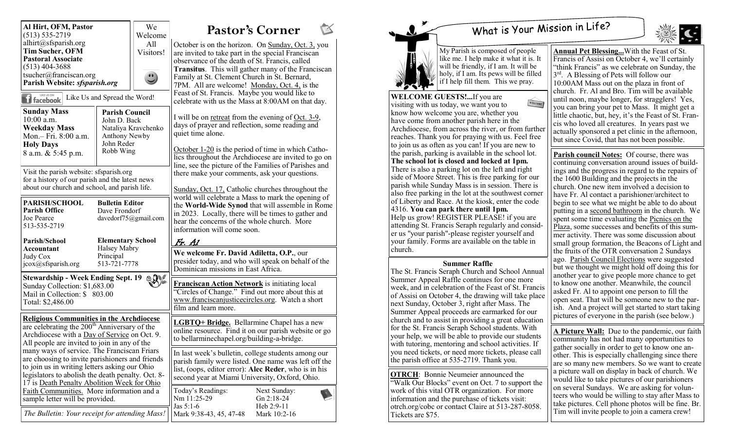**Al Hirt, OFM, Pastor**
(513) 535-2719
alhirt@sfsparish.org
**Tim Sucher, OFM**
**Pastoral Associate**
(513) 404-3688
tsucher@franciscan.org
**Parish Website:** ***sfsparish.org***

We Welcome All Visitors!

Like Us and Spread the Word!

**Sunday Mass**
10:00 a.m.
**Weekday Mass**
Mon.– Fri. 8:00 a.m.
**Holy Days**
8 a.m. & 5:45 p.m.

**Parish Council**
John D. Back
Nataliya Kravchenko
Anthony Newby
John Reder
Robb Wing

Visit the parish website: sfsparish.org for a history of our parish and the latest news about our church and school, and parish life.

**PARISH/SCHOOL**
**Parish Office**
Joe Pearce
513-535-2719

**Bulletin Editor**
Dave Frondorf
davedorf75@gmail.com

**Parish/School Accountant**
Judy Cox
jcox@sfsparish.org

**Elementary School**
Halsey Mabry
Principal
513-721-7778

**Stewardship - Week Ending Sept. 19**
Sunday Collection: $1,683.00
Mail in Collection: $ 803.00
Total: $2,486.00

**Religious Communities in the Archdiocese** are celebrating the 200th Anniversary of the Archdiocese with a Day of Service on Oct. 9. All people are invited to join in any of the many ways of service. The Franciscan Friars are choosing to invite parishioners and friends to join us in writing letters asking our Ohio legislators to abolish the death penalty. Oct. 8-17 is Death Penalty Abolition Week for Ohio Faith Communities. More information and a sample letter will be provided.

*The Bulletin: Your receipt for attending Mass!*

# Pastor's Corner

October is on the horizon. On Sunday, Oct. 3, you are invited to take part in the special Franciscan observance of the death of St. Francis, called **Transitus**. This will gather many of the Franciscan Family at St. Clement Church in St. Bernard, 7PM. All are welcome! Monday, Oct. 4, is the Feast of St. Francis. Maybe you would like to celebrate with us the Mass at 8:00AM on that day.

I will be on retreat from the evening of Oct. 3-9, days of prayer and reflection, some reading and quiet time alone.

October 1-20 is the period of time in which Catholics throughout the Archdiocese are invited to go on line, see the picture of the Families of Parishes and there make your comments, ask your questions.

Sunday, Oct. 17, Catholic churches throughout the world will celebrate a Mass to mark the opening of the **World-Wide Synod** that will assemble in Rome in 2023. Locally, there will be times to gather and hear the concerns of the whole church. More information will come soon.

*Fr. Al*

**We welcome Fr. David Adiletta, O.P.**, our presider today, and who will speak on behalf of the Dominican missions in East Africa.

**Franciscan Action Network** is initiating local "Circles of Change." Find out more about this at www.franciscanjusticecircles.org. Watch a short film and learn more.

**LGBTQ+ Bridge.** Bellarmine Chapel has a new online resource. Find it on our parish website or go to bellarminechapel.org/building-a-bridge.

In last week's bulletin, college students among our parish family were listed. One name was left off the list, (oops, editor error): **Alec Reder**, who is in his second year at Miami University, Oxford, Ohio.

| Today's Readings: | Next Sunday: |
|---|---|
| Nm 11:25-29 | Gn 2:18-24 |
| Jas 5:1-6 | Heb 2:9-11 |
| Mark 9:38-43, 45, 47-48 | Mark 10:2-16 |

## What is Your Mission in Life?

My Parish is composed of people like me. I help make it what it is. It will be friendly, if I am. It will be holy, if I am. Its pews will be filled if I help fill them. This we pray.

**WELCOME GUESTS!...**If you are visiting with us today, we want you to know how welcome you are, whether you have come from another parish here in the Archdiocese, from across the river, or from further reaches. Thank you for praying with us. Feel free to join us as often as you can! If you are new to the parish, parking is available in the school lot. **The school lot is closed and locked at 1pm.** There is also a parking lot on the left and right side of Moore Street. This is free parking for our parish while Sunday Mass is in session. There is also free parking in the lot at the southwest corner of Liberty and Race. At the kiosk, enter the code 4316. **You can park there until 1pm.**
Help us grow! REGISTER PLEASE! if you are attending St. Francis Seraph regularly and consider us "your parish"-please register yourself and your family. Forms are available on the table in church.

**Summer Raffle**

The St. Francis Seraph Church and School Annual Summer Appeal Raffle continues for one more week, and in celebration of the Feast of St. Francis of Assisi on October 4, the drawing will take place next Sunday, October 3, right after Mass. The Summer Appeal proceeds are earmarked for our church and to assist in providing a great education for the St. Francis Seraph School students. With your help, we will be able to provide our students with tutoring, mentoring and school activities. If you need tickets, or need more tickets, please call the parish office at 535-2719. Thank you.

**OTRCH**: Bonnie Neumeier announced the "Walk Our Blocks" event on Oct. 7 to support the work of this vital OTR organization. For more information and the purchase of tickets visit: otrch.org/cobc or contact Claire at 513-287-8058. Tickets are $75.

**Annual Pet Blessing...**With the Feast of St. Francis of Assisi on October 4, we'll certainly "think Francis" as we celebrate on Sunday, the 3rd. A Blessing of Pets will follow our 10:00AM Mass out on the plaza in front of church. Fr. Al and Bro. Tim will be available until noon, maybe longer, for stragglers! Yes, you can bring your pet to Mass. It might get a little chaotic, but, hey, it's the Feast of St. Francis who loved all creatures. In years past we actually sponsored a pet clinic in the afternoon, but since Covid, that has not been possible.

**Parish council Notes:** Of course, there was continuing conversation around issues of buildings and the progress in regard to the repairs of the 1600 Building and the projects in the church. One new item involved a decision to have Fr. Al contact a parishioner/architect to begin to see what we might be able to do about putting in a second bathroom in the church. We spent some time evaluating the Picnics on the Plaza, some successes and benefits of this summer activity. There was some discussion about small group formation, the Beacons of Light and the fruits of the OTR conversation 2 Sundays ago. Parish Council Elections were suggested but we thought we might hold off doing this for another year to give people more chance to get to know one another. Meanwhile, the council asked Fr. Al to appoint one person to fill the open seat. That will be someone new to the parish. And a project will get started to start taking pictures of everyone in the parish (see below.)

**A Picture Wall:** Due to the pandemic, our faith community has not had many opportunities to gather socially in order to get to know one another. This is especially challenging since there are so many new members. So we want to create a picture wall on display in back of church. We would like to take pictures of our parishioners on several Sundays. We are asking for volunteers who would be willing to stay after Mass to take pictures. Cell phone photos will be fine. Br. Tim will invite people to join a camera crew!